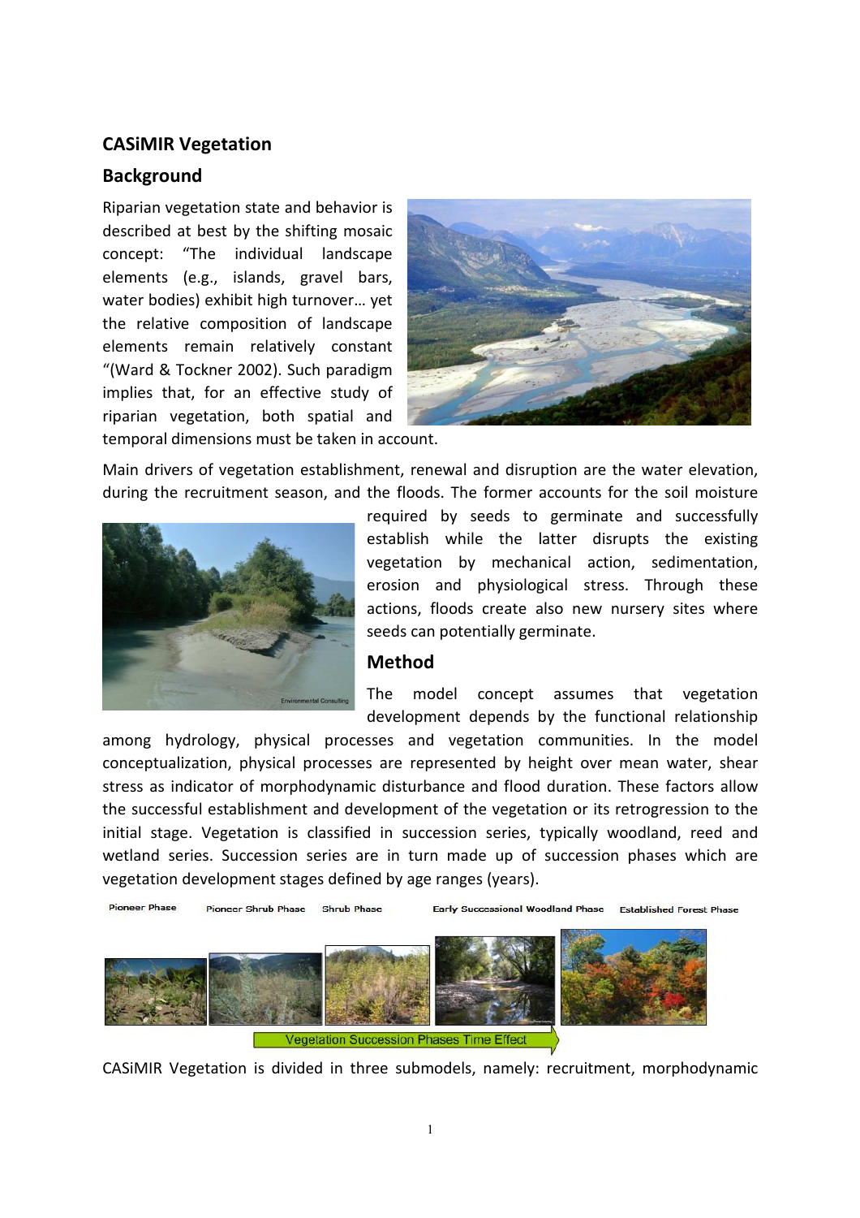## CASiMIR Vegetation

## Background

Riparian vegetation state and behavior is described at best by the shifting mosaic concept: "The individual landscape elements (e.g., islands, gravel bars, water bodies) exhibit high turnover… yet the relative composition of landscape elements remain relatively constant "(Ward & Tockner 2002). Such paradigm implies that, for an effective study of riparian vegetation, both spatial and temporal dimensions must be taken in account.

Main drivers of vegetation establishment, renewal and disruption are the water elevation, during the recruitment season, and the floods. The former accounts for the soil moisture required by seeds to germinate and successfully establish while the latter disrupts the existing vegetation by mechanical action, sedimentation, erosion and physiological stress. Through these actions, floods create also new nursery sites where seeds can potentially germinate.

## Method

The model concept assumes that vegetation development depends by the functional relationship among hydrology, physical processes and vegetation communities. In the model conceptualization, physical processes are represented by height over mean water, shear stress as indicator of morphodynamic disturbance and flood duration. These factors allow the successful establishment and development of the vegetation or its retrogression to the initial stage. Vegetation is classified in succession series, typically woodland, reed and wetland series. Succession series are in turn made up of succession phases which are vegetation development stages defined by age ranges (years).

Pioneer Phase | Pioneer Shrub Phase | Shrub Phase | Early Successional Woodland Phase | Established Forest Phase

Vegetation Succession Phases Time Effect

CASiMIR Vegetation is divided in three submodels, namely: recruitment, morphodynamic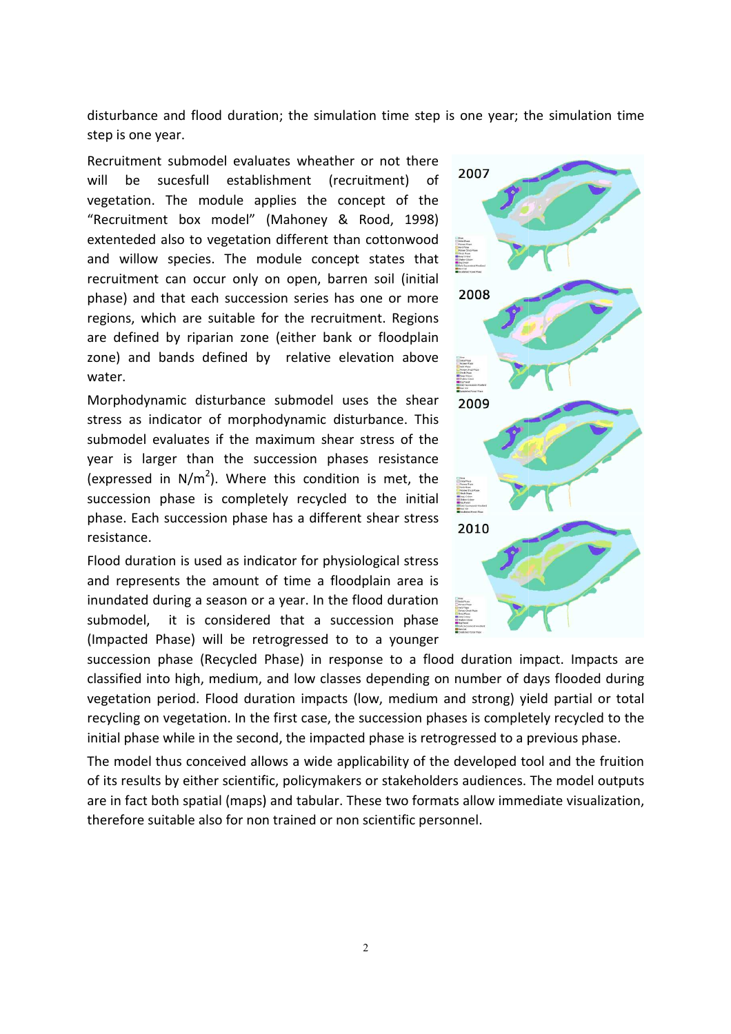disturbance and flood duration; the simulation time step is one year; the simulation time step is one year.

Recruitment submodel evaluates wheather or not there will be sucesfull establishment (recruitment) of vegetation. The module applies the concept of the "Recruitment box model" (Mahoney & Rood, 1998) extenteded also to vegetation different than cottonwood and willow species. The module concept states that recruitment can occur only on open, barren soil (initial phase) and that each succession series has one or more regions, which are suitable for the recruitment. Regions are defined by riparian zone (either bank or floodplain zone) and bands defined by relative elevation above water.

Morphodynamic disturbance submodel uses the shear stress as indicator of morphodynamic disturbance. This submodel evaluates if the maximum shear stress of the year is larger than the succession phases resistance (expressed in $N/m^2$). Where this condition is met, the succession phase is completely recycled to the initial phase. Each succession phase has a different shear stress resistance.

Flood duration is used as indicator for physiological stress and represents the amount of time a floodplain area is inundated during a season or a year. In the flood duration submodel, it is considered that a succession phase (Impacted Phase) will be retrogressed to to a younger succession phase (Recycled Phase) in response to a flood duration impact. Impacts are classified into high, medium, and low classes depending on number of days flooded during vegetation period. Flood duration impacts (low, medium and strong) yield partial or total recycling on vegetation. In the first case, the succession phases is completely recycled to the initial phase while in the second, the impacted phase is retrogressed to a previous phase.

2007

2008

2009

2010

The model thus conceived allows a wide applicability of the developed tool and the fruition of its results by either scientific, policymakers or stakeholders audiences. The model outputs are in fact both spatial (maps) and tabular. These two formats allow immediate visualization, therefore suitable also for non trained or non scientific personnel.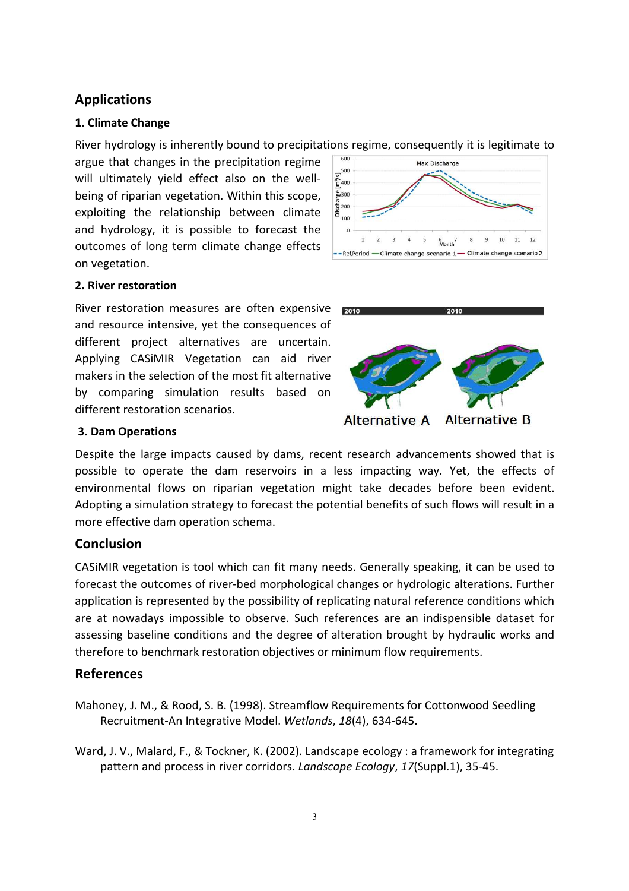## Applications

### 1. Climate Change

River hydrology is inherently bound to precipitations regime, consequently it is legitimate to argue that changes in the precipitation regime will ultimately yield effect also on the well-being of riparian vegetation. Within this scope, exploiting the relationship between climate and hydrology, it is possible to forecast the outcomes of long term climate change effects on vegetation.

Max Discharge
Discharge [m³/s]
600
500
400
300
200
100
0
1 2 3 4 5 6 7 8 9 10 11 12
Month
Ref.Period
Climate change scenario 1
Climate change scenario 2

### 2. River restoration

River restoration measures are often expensive and resource intensive, yet the consequences of different project alternatives are uncertain. Applying CASiMIR Vegetation can aid river makers in the selection of the most fit alternative by comparing simulation results based on different restoration scenarios.

2010
2010
Alternative A
Alternative B

### 3. Dam Operations

Despite the large impacts caused by dams, recent research advancements showed that is possible to operate the dam reservoirs in a less impacting way. Yet, the effects of environmental flows on riparian vegetation might take decades before been evident. Adopting a simulation strategy to forecast the potential benefits of such flows will result in a more effective dam operation schema.

## Conclusion

CASiMIR vegetation is tool which can fit many needs. Generally speaking, it can be used to forecast the outcomes of river-bed morphological changes or hydrologic alterations. Further application is represented by the possibility of replicating natural reference conditions which are at nowadays impossible to observe. Such references are an indispensible dataset for assessing baseline conditions and the degree of alteration brought by hydraulic works and therefore to benchmark restoration objectives or minimum flow requirements.

## References

Mahoney, J. M., & Rood, S. B. (1998). Streamflow Requirements for Cottonwood Seedling Recruitment-An Integrative Model. *Wetlands*, *18*(4), 634-645.

Ward, J. V., Malard, F., & Tockner, K. (2002). Landscape ecology : a framework for integrating pattern and process in river corridors. *Landscape Ecology*, *17*(Suppl.1), 35-45.